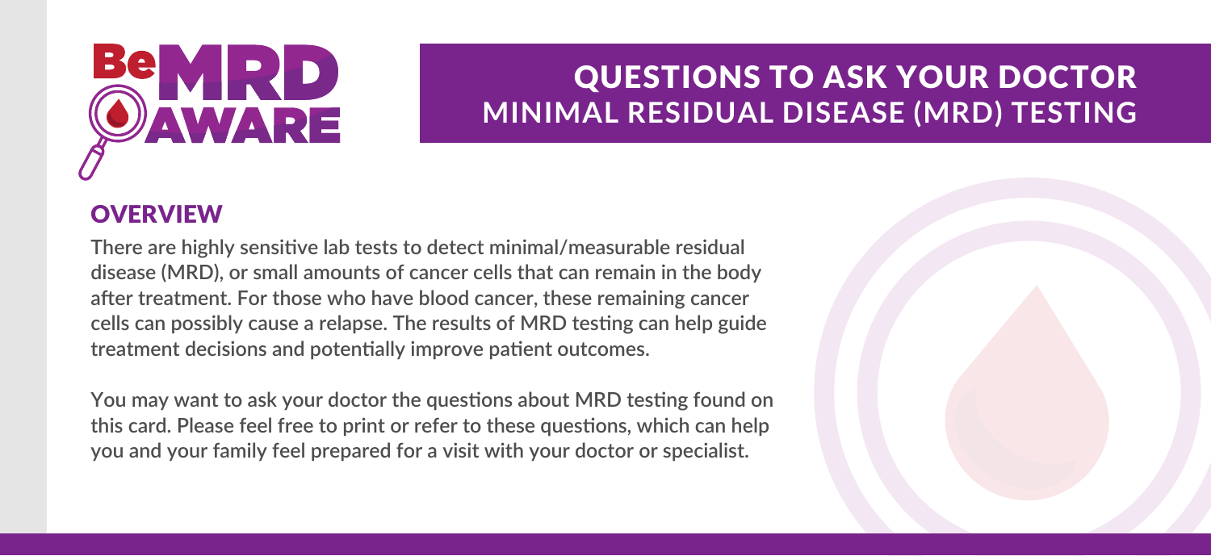Be MRD AWARE

# QUESTIONS TO ASK YOUR DOCTOR
## MINIMAL RESIDUAL DISEASE (MRD) TESTING

## OVERVIEW

**There are highly sensitive lab tests to detect minimal/measurable residual disease (MRD), or small amounts of cancer cells that can remain in the body after treatment. For those who have blood cancer, these remaining cancer cells can possibly cause a relapse. The results of MRD testing can help guide treatment decisions and potentially improve patient outcomes.**

**You may want to ask your doctor the questions about MRD testing found on this card. Please feel free to print or refer to these questions, which can help you and your family feel prepared for a visit with your doctor or specialist.**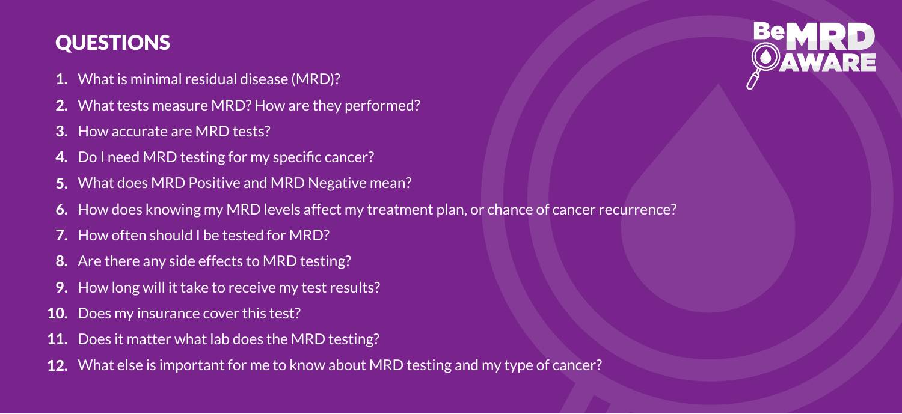## QUESTIONS

1. What is minimal residual disease (MRD)?
2. What tests measure MRD? How are they performed?
3. How accurate are MRD tests?
4. Do I need MRD testing for my specific cancer?
5. What does MRD Positive and MRD Negative mean?
6. How does knowing my MRD levels affect my treatment plan, or chance of cancer recurrence?
7. How often should I be tested for MRD?
8. Are there any side effects to MRD testing?
9. How long will it take to receive my test results?
10. Does my insurance cover this test?
11. Does it matter what lab does the MRD testing?
12. What else is important for me to know about MRD testing and my type of cancer?

Be MRD AWARE